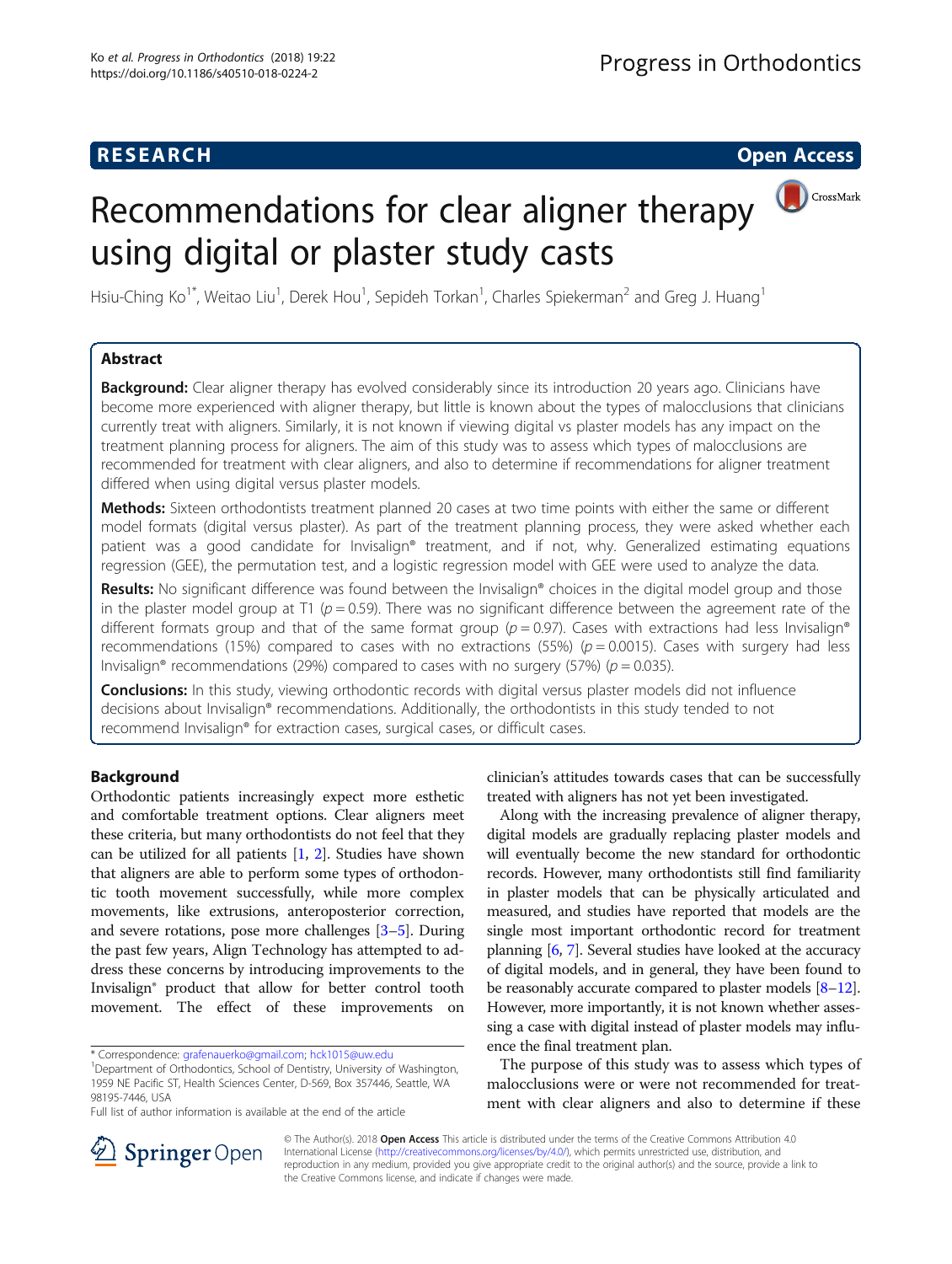**RESEARCH** **Open Access**

# Recommendations for clear aligner therapy using digital or plaster study casts

Hsiu-Ching Ko[1*], Weitao Liu[1], Derek Hou[1], Sepideh Torkan[1], Charles Spiekerman[2] and Greg J. Huang[1]

## Abstract

**Background:** Clear aligner therapy has evolved considerably since its introduction 20 years ago. Clinicians have become more experienced with aligner therapy, but little is known about the types of malocclusions that clinicians currently treat with aligners. Similarly, it is not known if viewing digital vs plaster models has any impact on the treatment planning process for aligners. The aim of this study was to assess which types of malocclusions are recommended for treatment with clear aligners, and also to determine if recommendations for aligner treatment differed when using digital versus plaster models.

**Methods:** Sixteen orthodontists treatment planned 20 cases at two time points with either the same or different model formats (digital versus plaster). As part of the treatment planning process, they were asked whether each patient was a good candidate for Invisalign® treatment, and if not, why. Generalized estimating equations regression (GEE), the permutation test, and a logistic regression model with GEE were used to analyze the data.

**Results:** No significant difference was found between the Invisalign® choices in the digital model group and those in the plaster model group at T1 ($p = 0.59$). There was no significant difference between the agreement rate of the different formats group and that of the same format group ($p = 0.97$). Cases with extractions had less Invisalign® recommendations (15%) compared to cases with no extractions (55%) ($p = 0.0015$). Cases with surgery had less Invisalign® recommendations (29%) compared to cases with no surgery (57%) ($p = 0.035$).

**Conclusions:** In this study, viewing orthodontic records with digital versus plaster models did not influence decisions about Invisalign® recommendations. Additionally, the orthodontists in this study tended to not recommend Invisalign® for extraction cases, surgical cases, or difficult cases.

## Background

Orthodontic patients increasingly expect more esthetic and comfortable treatment options. Clear aligners meet these criteria, but many orthodontists do not feel that they can be utilized for all patients [1, 2]. Studies have shown that aligners are able to perform some types of orthodontic tooth movement successfully, while more complex movements, like extrusions, anteroposterior correction, and severe rotations, pose more challenges [3–5]. During the past few years, Align Technology has attempted to address these concerns by introducing improvements to the Invisalign® product that allow for better control tooth movement. The effect of these improvements on clinician's attitudes towards cases that can be successfully treated with aligners has not yet been investigated.

Along with the increasing prevalence of aligner therapy, digital models are gradually replacing plaster models and will eventually become the new standard for orthodontic records. However, many orthodontists still find familiarity in plaster models that can be physically articulated and measured, and studies have reported that models are the single most important orthodontic record for treatment planning [6, 7]. Several studies have looked at the accuracy of digital models, and in general, they have been found to be reasonably accurate compared to plaster models [8–12]. However, more importantly, it is not known whether assessing a case with digital instead of plaster models may influence the final treatment plan.

The purpose of this study was to assess which types of malocclusions were or were not recommended for treatment with clear aligners and also to determine if these

\* Correspondence: grafenauerko@gmail.com; hck1015@uw.edu
[1]Department of Orthodontics, School of Dentistry, University of Washington, 1959 NE Pacific ST, Health Sciences Center, D-569, Box 357446, Seattle, WA 98195-7446, USA
Full list of author information is available at the end of the article

© The Author(s). 2018 **Open Access** This article is distributed under the terms of the Creative Commons Attribution 4.0 International License (http://creativecommons.org/licenses/by/4.0/), which permits unrestricted use, distribution, and reproduction in any medium, provided you give appropriate credit to the original author(s) and the source, provide a link to the Creative Commons license, and indicate if changes were made.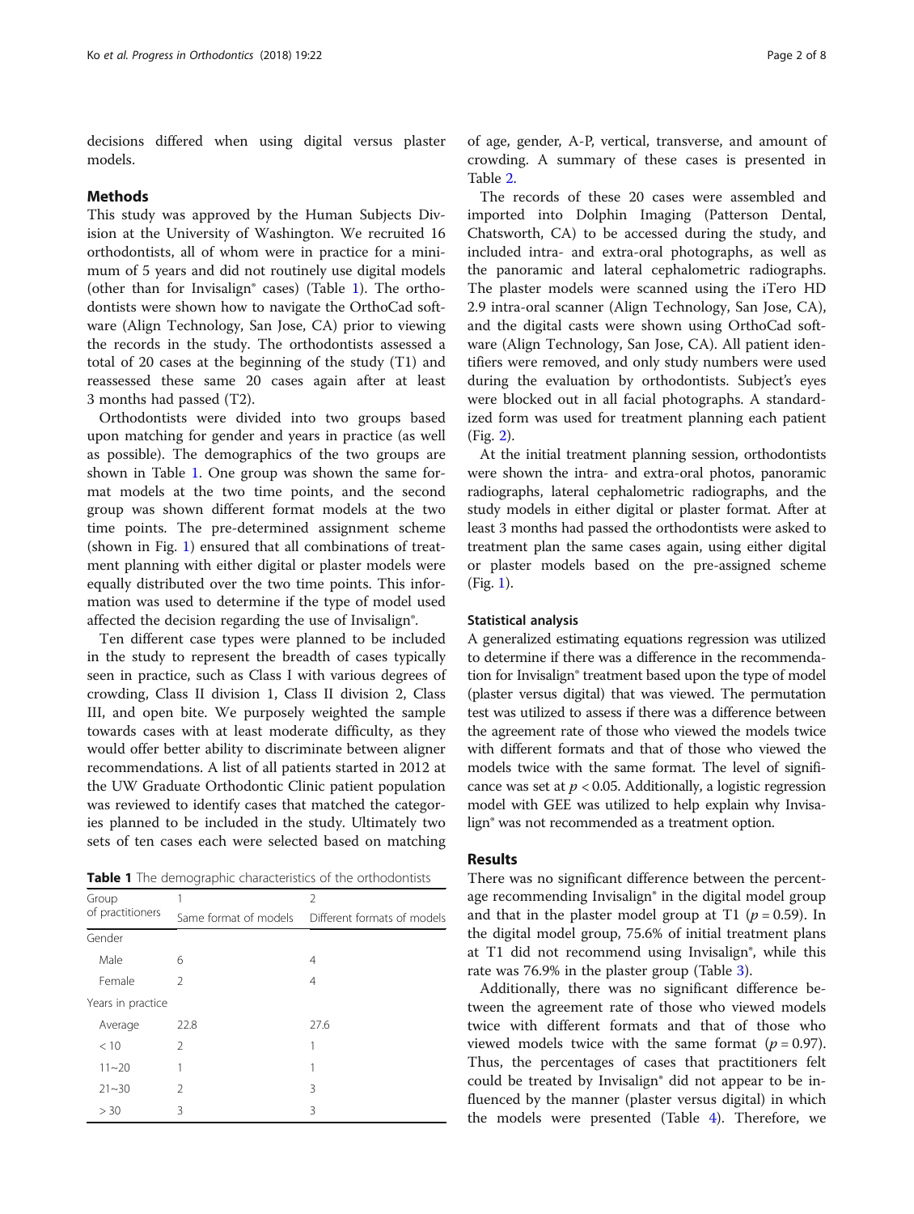decisions differed when using digital versus plaster models.

## Methods

This study was approved by the Human Subjects Division at the University of Washington. We recruited 16 orthodontists, all of whom were in practice for a minimum of 5 years and did not routinely use digital models (other than for Invisalign® cases) (Table 1). The orthodontists were shown how to navigate the OrthoCad software (Align Technology, San Jose, CA) prior to viewing the records in the study. The orthodontists assessed a total of 20 cases at the beginning of the study (T1) and reassessed these same 20 cases again after at least 3 months had passed (T2).

Orthodontists were divided into two groups based upon matching for gender and years in practice (as well as possible). The demographics of the two groups are shown in Table 1. One group was shown the same format models at the two time points, and the second group was shown different format models at the two time points. The pre-determined assignment scheme (shown in Fig. 1) ensured that all combinations of treatment planning with either digital or plaster models were equally distributed over the two time points. This information was used to determine if the type of model used affected the decision regarding the use of Invisalign®.

Ten different case types were planned to be included in the study to represent the breadth of cases typically seen in practice, such as Class I with various degrees of crowding, Class II division 1, Class II division 2, Class III, and open bite. We purposely weighted the sample towards cases with at least moderate difficulty, as they would offer better ability to discriminate between aligner recommendations. A list of all patients started in 2012 at the UW Graduate Orthodontic Clinic patient population was reviewed to identify cases that matched the categories planned to be included in the study. Ultimately two sets of ten cases each were selected based on matching of age, gender, A-P, vertical, transverse, and amount of crowding. A summary of these cases is presented in Table 2.

**Table 1** The demographic characteristics of the orthodontists

| Group of practitioners | 1 | 2 |
|---|---|---|
| | Same format of models | Different formats of models |
| Gender | | |
| Male | 6 | 4 |
| Female | 2 | 4 |
| Years in practice | | |
| Average | 22.8 | 27.6 |
| < 10 | 2 | 1 |
| 11~20 | 1 | 1 |
| 21~30 | 2 | 3 |
| > 30 | 3 | 3 |

The records of these 20 cases were assembled and imported into Dolphin Imaging (Patterson Dental, Chatsworth, CA) to be accessed during the study, and included intra- and extra-oral photographs, as well as the panoramic and lateral cephalometric radiographs. The plaster models were scanned using the iTero HD 2.9 intra-oral scanner (Align Technology, San Jose, CA), and the digital casts were shown using OrthoCad software (Align Technology, San Jose, CA). All patient identifiers were removed, and only study numbers were used during the evaluation by orthodontists. Subject's eyes were blocked out in all facial photographs. A standardized form was used for treatment planning each patient (Fig. 2).

At the initial treatment planning session, orthodontists were shown the intra- and extra-oral photos, panoramic radiographs, lateral cephalometric radiographs, and the study models in either digital or plaster format. After at least 3 months had passed the orthodontists were asked to treatment plan the same cases again, using either digital or plaster models based on the pre-assigned scheme (Fig. 1).

### Statistical analysis

A generalized estimating equations regression was utilized to determine if there was a difference in the recommendation for Invisalign® treatment based upon the type of model (plaster versus digital) that was viewed. The permutation test was utilized to assess if there was a difference between the agreement rate of those who viewed the models twice with different formats and that of those who viewed the models twice with the same format. The level of significance was set at $p < 0.05$. Additionally, a logistic regression model with GEE was utilized to help explain why Invisalign® was not recommended as a treatment option.

## Results

There was no significant difference between the percentage recommending Invisalign® in the digital model group and that in the plaster model group at T1 ($p = 0.59$). In the digital model group, 75.6% of initial treatment plans at T1 did not recommend using Invisalign®, while this rate was 76.9% in the plaster group (Table 3).

Additionally, there was no significant difference between the agreement rate of those who viewed models twice with different formats and that of those who viewed models twice with the same format ($p = 0.97$). Thus, the percentages of cases that practitioners felt could be treated by Invisalign® did not appear to be influenced by the manner (plaster versus digital) in which the models were presented (Table 4). Therefore, we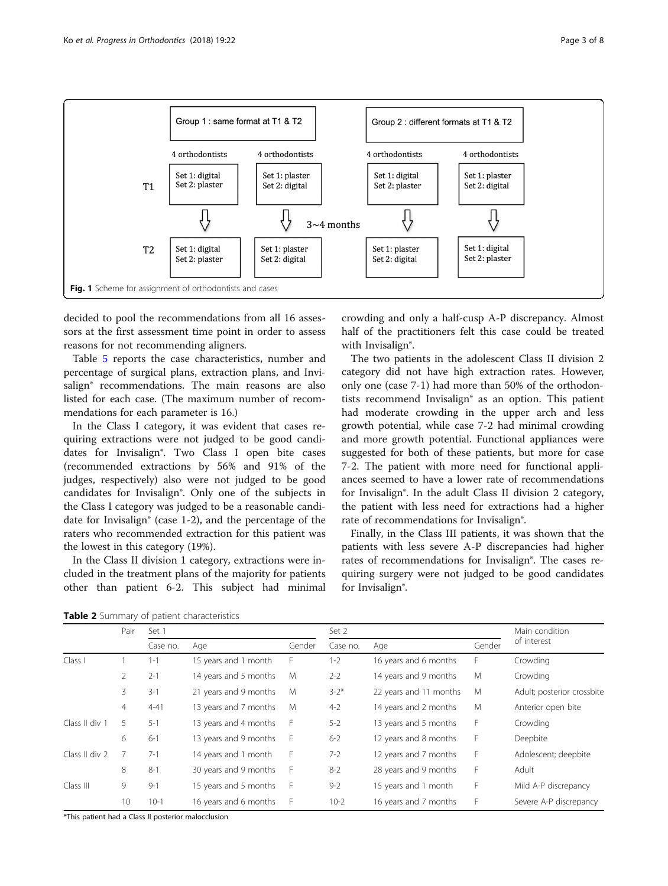| | Group 1 : same format at T1 & T2 | | Group 2 : different formats at T1 & T2 | |
|---|---|---|---|---|
| | 4 orthodontists | 4 orthodontists | 4 orthodontists | 4 orthodontists |
| T1 | Set 1: digital<br>Set 2: plaster | Set 1: plaster<br>Set 2: digital | Set 1: digital<br>Set 2: plaster | Set 1: plaster<br>Set 2: digital |
| | ⇩ | ⇩ 3~4 months | ⇩ | ⇩ |
| T2 | Set 1: digital<br>Set 2: plaster | Set 1: plaster<br>Set 2: digital | Set 1: plaster<br>Set 2: digital | Set 1: digital<br>Set 2: plaster |

**Fig. 1** Scheme for assignment of orthodontists and cases

decided to pool the recommendations from all 16 assessors at the first assessment time point in order to assess reasons for not recommending aligners.

Table 5 reports the case characteristics, number and percentage of surgical plans, extraction plans, and Invisalign® recommendations. The main reasons are also listed for each case. (The maximum number of recommendations for each parameter is 16.)

In the Class I category, it was evident that cases requiring extractions were not judged to be good candidates for Invisalign®. Two Class I open bite cases (recommended extractions by 56% and 91% of the judges, respectively) also were not judged to be good candidates for Invisalign®. Only one of the subjects in the Class I category was judged to be a reasonable candidate for Invisalign® (case 1-2), and the percentage of the raters who recommended extraction for this patient was the lowest in this category (19%).

In the Class II division 1 category, extractions were included in the treatment plans of the majority for patients other than patient 6-2. This subject had minimal crowding and only a half-cusp A-P discrepancy. Almost half of the practitioners felt this case could be treated with Invisalign®.

The two patients in the adolescent Class II division 2 category did not have high extraction rates. However, only one (case 7-1) had more than 50% of the orthodontists recommend Invisalign® as an option. This patient had moderate crowding in the upper arch and less growth potential, while case 7-2 had minimal crowding and more growth potential. Functional appliances were suggested for both of these patients, but more for case 7-2. The patient with more need for functional appliances seemed to have a lower rate of recommendations for Invisalign®. In the adult Class II division 2 category, the patient with less need for extractions had a higher rate of recommendations for Invisalign®.

Finally, in the Class III patients, it was shown that the patients with less severe A-P discrepancies had higher rates of recommendations for Invisalign®. The cases requiring surgery were not judged to be good candidates for Invisalign®.

**Table 2** Summary of patient characteristics

| | Pair | Set 1 | | | Set 2 | | | Main condition of interest |
|---|---|---|---|---|---|---|---|---|
| | | Case no. | Age | Gender | Case no. | Age | Gender | |
| Class I | 1 | 1-1 | 15 years and 1 month | F | 1-2 | 16 years and 6 months | F | Crowding |
| | 2 | 2-1 | 14 years and 5 months | M | 2-2 | 14 years and 9 months | M | Crowding |
| | 3 | 3-1 | 21 years and 9 months | M | 3-2* | 22 years and 11 months | M | Adult; posterior crossbite |
| | 4 | 4-41 | 13 years and 7 months | M | 4-2 | 14 years and 2 months | M | Anterior open bite |
| Class II div 1 | 5 | 5-1 | 13 years and 4 months | F | 5-2 | 13 years and 5 months | F | Crowding |
| | 6 | 6-1 | 13 years and 9 months | F | 6-2 | 12 years and 8 months | F | Deepbite |
| Class II div 2 | 7 | 7-1 | 14 years and 1 month | F | 7-2 | 12 years and 7 months | F | Adolescent; deepbite |
| | 8 | 8-1 | 30 years and 9 months | F | 8-2 | 28 years and 9 months | F | Adult |
| Class III | 9 | 9-1 | 15 years and 5 months | F | 9-2 | 15 years and 1 month | F | Mild A-P discrepancy |
| | 10 | 10-1 | 16 years and 6 months | F | 10-2 | 16 years and 7 months | F | Severe A-P discrepancy |

*This patient had a Class II posterior malocclusion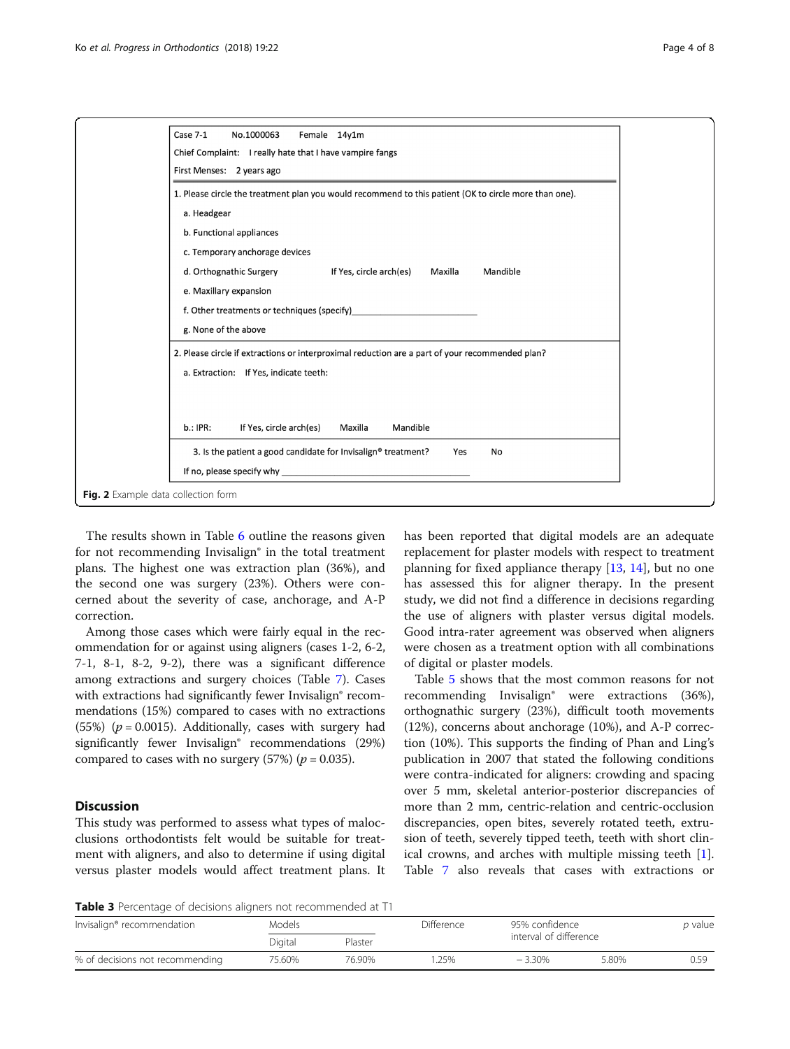| Case 7-1 No.1000063 Female 14y1m |
|---|
| Chief Complaint: I really hate that I have vampire fangs |
| First Menses: 2 years ago |
| 1. Please circle the treatment plan you would recommend to this patient (OK to circle more than one). |
| a. Headgear |
| b. Functional appliances |
| c. Temporary anchorage devices |
| d. Orthognathic Surgery If Yes, circle arch(es) Maxilla Mandible |
| e. Maxillary expansion |
| f. Other treatments or techniques (specify)________________________ |
| g. None of the above |
| 2. Please circle if extractions or interproximal reduction are a part of your recommended plan? |
| a. Extraction: If Yes, indicate teeth: |
| b.: IPR: If Yes, circle arch(es) Maxilla Mandible |
| 3. Is the patient a good candidate for Invisalign® treatment? Yes No |
| If no, please specify why ________________________________ |

**Fig. 2** Example data collection form

The results shown in Table 6 outline the reasons given for not recommending Invisalign® in the total treatment plans. The highest one was extraction plan (36%), and the second one was surgery (23%). Others were concerned about the severity of case, anchorage, and A-P correction.

Among those cases which were fairly equal in the recommendation for or against using aligners (cases 1-2, 6-2, 7-1, 8-1, 8-2, 9-2), there was a significant difference among extractions and surgery choices (Table 7). Cases with extractions had significantly fewer Invisalign® recommendations (15%) compared to cases with no extractions (55%) ($p = 0.0015$). Additionally, cases with surgery had significantly fewer Invisalign® recommendations (29%) compared to cases with no surgery (57%) ($p = 0.035$).

## Discussion

This study was performed to assess what types of malocclusions orthodontists felt would be suitable for treatment with aligners, and also to determine if using digital versus plaster models would affect treatment plans. It has been reported that digital models are an adequate replacement for plaster models with respect to treatment planning for fixed appliance therapy [13, 14], but no one has assessed this for aligner therapy. In the present study, we did not find a difference in decisions regarding the use of aligners with plaster versus digital models. Good intra-rater agreement was observed when aligners were chosen as a treatment option with all combinations of digital or plaster models.

Table 5 shows that the most common reasons for not recommending Invisalign® were extractions (36%), orthognathic surgery (23%), difficult tooth movements (12%), concerns about anchorage (10%), and A-P correction (10%). This supports the finding of Phan and Ling's publication in 2007 that stated the following conditions were contra-indicated for aligners: crowding and spacing over 5 mm, skeletal anterior-posterior discrepancies of more than 2 mm, centric-relation and centric-occlusion discrepancies, open bites, severely rotated teeth, extrusion of teeth, severely tipped teeth, teeth with short clinical crowns, and arches with multiple missing teeth [1]. Table 7 also reveals that cases with extractions or

**Table 3** Percentage of decisions aligners not recommended at T1

| Invisalign® recommendation | Models | | Difference | 95% confidence interval of difference | | *p* value |
|---|---|---|---|---|---|---|
| | Digital | Plaster | | | | |
| % of decisions not recommending | 75.60% | 76.90% | 1.25% | − 3.30% | 5.80% | 0.59 |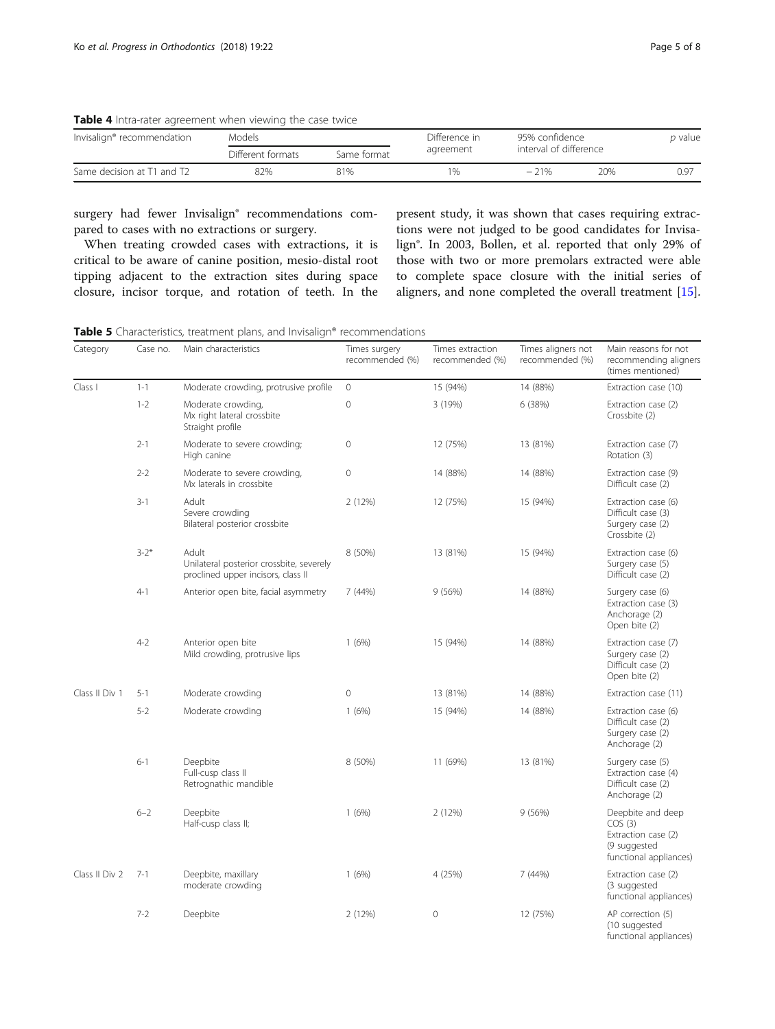**Table 4** Intra-rater agreement when viewing the case twice

| Invisalign® recommendation | Models | | Difference in agreement | 95% confidence interval of difference | | p value |
|---|---|---|---|---|---|---|
| | Different formats | Same format | | | | |
| Same decision at T1 and T2 | 82% | 81% | 1% | − 21% | 20% | 0.97 |

surgery had fewer Invisalign® recommendations compared to cases with no extractions or surgery.

When treating crowded cases with extractions, it is critical to be aware of canine position, mesio-distal root tipping adjacent to the extraction sites during space closure, incisor torque, and rotation of teeth. In the present study, it was shown that cases requiring extractions were not judged to be good candidates for Invisalign®. In 2003, Bollen, et al. reported that only 29% of those with two or more premolars extracted were able to complete space closure with the initial series of aligners, and none completed the overall treatment [15].

**Table 5** Characteristics, treatment plans, and Invisalign® recommendations

| Category | Case no. | Main characteristics | Times surgery recommended (%) | Times extraction recommended (%) | Times aligners not recommended (%) | Main reasons for not recommending aligners (times mentioned) |
|---|---|---|---|---|---|---|
| Class I | 1-1 | Moderate crowding, protrusive profile | 0 | 15 (94%) | 14 (88%) | Extraction case (10) |
| | 1-2 | Moderate crowding, Mx right lateral crossbite Straight profile | 0 | 3 (19%) | 6 (38%) | Extraction case (2) Crossbite (2) |
| | 2-1 | Moderate to severe crowding; High canine | 0 | 12 (75%) | 13 (81%) | Extraction case (7) Rotation (3) |
| | 2-2 | Moderate to severe crowding, Mx laterals in crossbite | 0 | 14 (88%) | 14 (88%) | Extraction case (9) Difficult case (2) |
| | 3-1 | Adult Severe crowding Bilateral posterior crossbite | 2 (12%) | 12 (75%) | 15 (94%) | Extraction case (6) Difficult case (3) Surgery case (2) Crossbite (2) |
| | 3-2* | Adult Unilateral posterior crossbite, severely proclined upper incisors, class II | 8 (50%) | 13 (81%) | 15 (94%) | Extraction case (6) Surgery case (5) Difficult case (2) |
| | 4-1 | Anterior open bite, facial asymmetry | 7 (44%) | 9 (56%) | 14 (88%) | Surgery case (6) Extraction case (3) Anchorage (2) Open bite (2) |
| | 4-2 | Anterior open bite Mild crowding, protrusive lips | 1 (6%) | 15 (94%) | 14 (88%) | Extraction case (7) Surgery case (2) Difficult case (2) Open bite (2) |
| Class II Div 1 | 5-1 | Moderate crowding | 0 | 13 (81%) | 14 (88%) | Extraction case (11) |
| | 5-2 | Moderate crowding | 1 (6%) | 15 (94%) | 14 (88%) | Extraction case (6) Difficult case (2) Surgery case (2) Anchorage (2) |
| | 6-1 | Deepbite Full-cusp class II Retrognathic mandible | 8 (50%) | 11 (69%) | 13 (81%) | Surgery case (5) Extraction case (4) Difficult case (2) Anchorage (2) |
| | 6–2 | Deepbite Half-cusp class II; | 1 (6%) | 2 (12%) | 9 (56%) | Deepbite and deep COS (3) Extraction case (2) (9 suggested functional appliances) |
| Class II Div 2 | 7-1 | Deepbite, maxillary moderate crowding | 1 (6%) | 4 (25%) | 7 (44%) | Extraction case (2) (3 suggested functional appliances) |
| | 7-2 | Deepbite | 2 (12%) | 0 | 12 (75%) | AP correction (5) (10 suggested functional appliances) |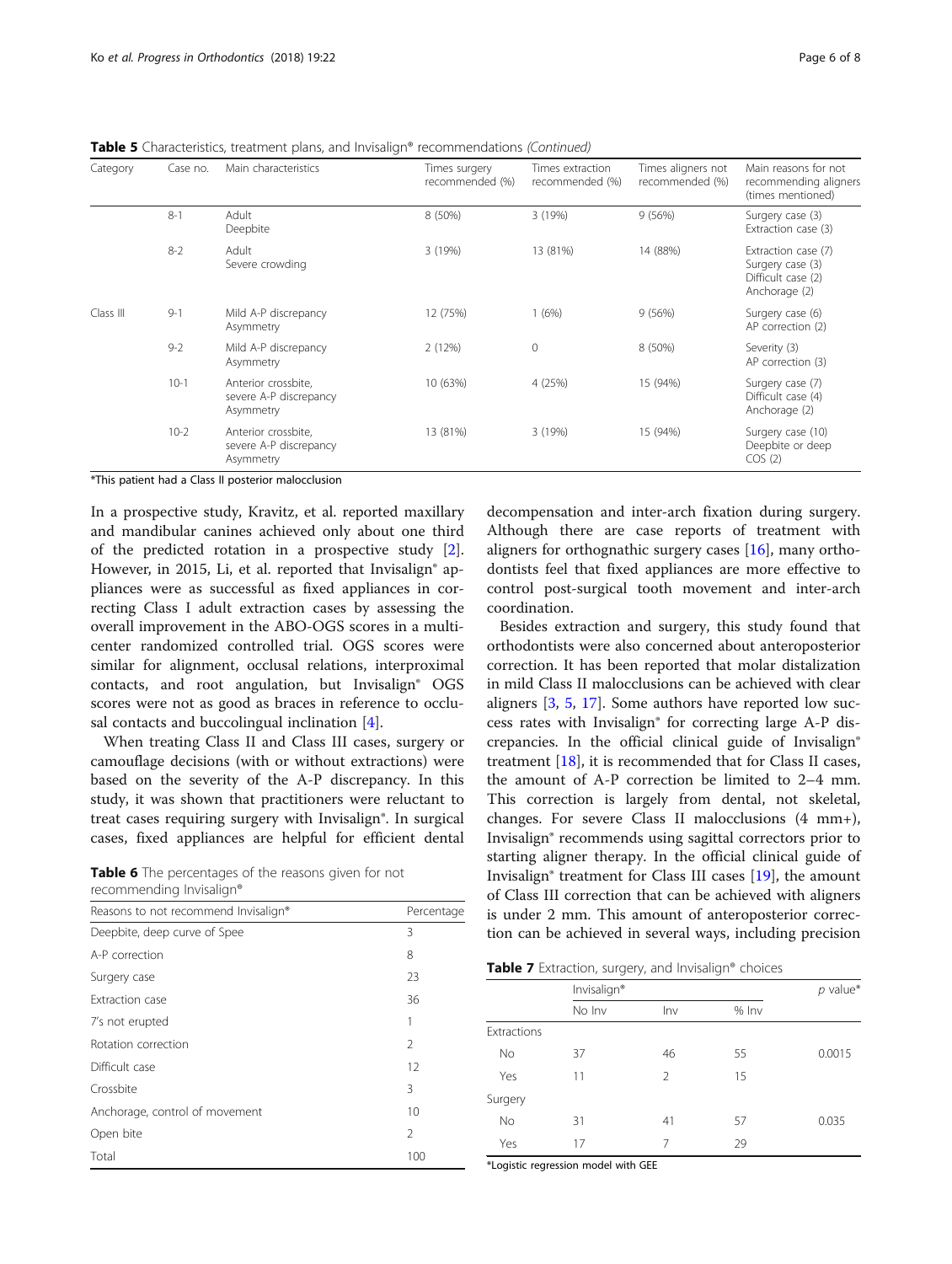**Table 5** Characteristics, treatment plans, and Invisalign® recommendations *(Continued)*

| Category | Case no. | Main characteristics | Times surgery recommended (%) | Times extraction recommended (%) | Times aligners not recommended (%) | Main reasons for not recommending aligners (times mentioned) |
|---|---|---|---|---|---|---|
| | 8-1 | Adult<br>Deepbite | 8 (50%) | 3 (19%) | 9 (56%) | Surgery case (3)<br>Extraction case (3) |
| | 8-2 | Adult<br>Severe crowding | 3 (19%) | 13 (81%) | 14 (88%) | Extraction case (7)<br>Surgery case (3)<br>Difficult case (2)<br>Anchorage (2) |
| Class III | 9-1 | Mild A-P discrepancy<br>Asymmetry | 12 (75%) | 1 (6%) | 9 (56%) | Surgery case (6)<br>AP correction (2) |
| | 9-2 | Mild A-P discrepancy<br>Asymmetry | 2 (12%) | 0 | 8 (50%) | Severity (3)<br>AP correction (3) |
| | 10-1 | Anterior crossbite,<br>severe A-P discrepancy<br>Asymmetry | 10 (63%) | 4 (25%) | 15 (94%) | Surgery case (7)<br>Difficult case (4)<br>Anchorage (2) |
| | 10-2 | Anterior crossbite,<br>severe A-P discrepancy<br>Asymmetry | 13 (81%) | 3 (19%) | 15 (94%) | Surgery case (10)<br>Deepbite or deep COS (2) |

*This patient had a Class II posterior malocclusion

In a prospective study, Kravitz, et al. reported maxillary and mandibular canines achieved only about one third of the predicted rotation in a prospective study [2]. However, in 2015, Li, et al. reported that Invisalign® appliances were as successful as fixed appliances in correcting Class I adult extraction cases by assessing the overall improvement in the ABO-OGS scores in a multicenter randomized controlled trial. OGS scores were similar for alignment, occlusal relations, interproximal contacts, and root angulation, but Invisalign® OGS scores were not as good as braces in reference to occlusal contacts and buccolingual inclination [4].

When treating Class II and Class III cases, surgery or camouflage decisions (with or without extractions) were based on the severity of the A-P discrepancy. In this study, it was shown that practitioners were reluctant to treat cases requiring surgery with Invisalign®. In surgical cases, fixed appliances are helpful for efficient dental decompensation and inter-arch fixation during surgery. Although there are case reports of treatment with aligners for orthognathic surgery cases [16], many orthodontists feel that fixed appliances are more effective to control post-surgical tooth movement and inter-arch coordination.

**Table 6** The percentages of the reasons given for not recommending Invisalign®

| Reasons to not recommend Invisalign® | Percentage |
|---|---|
| Deepbite, deep curve of Spee | 3 |
| A-P correction | 8 |
| Surgery case | 23 |
| Extraction case | 36 |
| 7's not erupted | 1 |
| Rotation correction | 2 |
| Difficult case | 12 |
| Crossbite | 3 |
| Anchorage, control of movement | 10 |
| Open bite | 2 |
| Total | 100 |

Besides extraction and surgery, this study found that orthodontists were also concerned about anteroposterior correction. It has been reported that molar distalization in mild Class II malocclusions can be achieved with clear aligners [3, 5, 17]. Some authors have reported low success rates with Invisalign® for correcting large A-P discrepancies. In the official clinical guide of Invisalign® treatment [18], it is recommended that for Class II cases, the amount of A-P correction be limited to 2–4 mm. This correction is largely from dental, not skeletal, changes. For severe Class II malocclusions (4 mm+), Invisalign® recommends using sagittal correctors prior to starting aligner therapy. In the official clinical guide of Invisalign® treatment for Class III cases [19], the amount of Class III correction that can be achieved with aligners is under 2 mm. This amount of anteroposterior correction can be achieved in several ways, including precision

**Table 7** Extraction, surgery, and Invisalign® choices

| | Invisalign® | | | $p$ value* |
|---|---|---|---|---|
| | No Inv | Inv | % Inv | |
| Extractions | | | | |
| No | 37 | 46 | 55 | 0.0015 |
| Yes | 11 | 2 | 15 | |
| Surgery | | | | |
| No | 31 | 41 | 57 | 0.035 |
| Yes | 17 | 7 | 29 | |

*Logistic regression model with GEE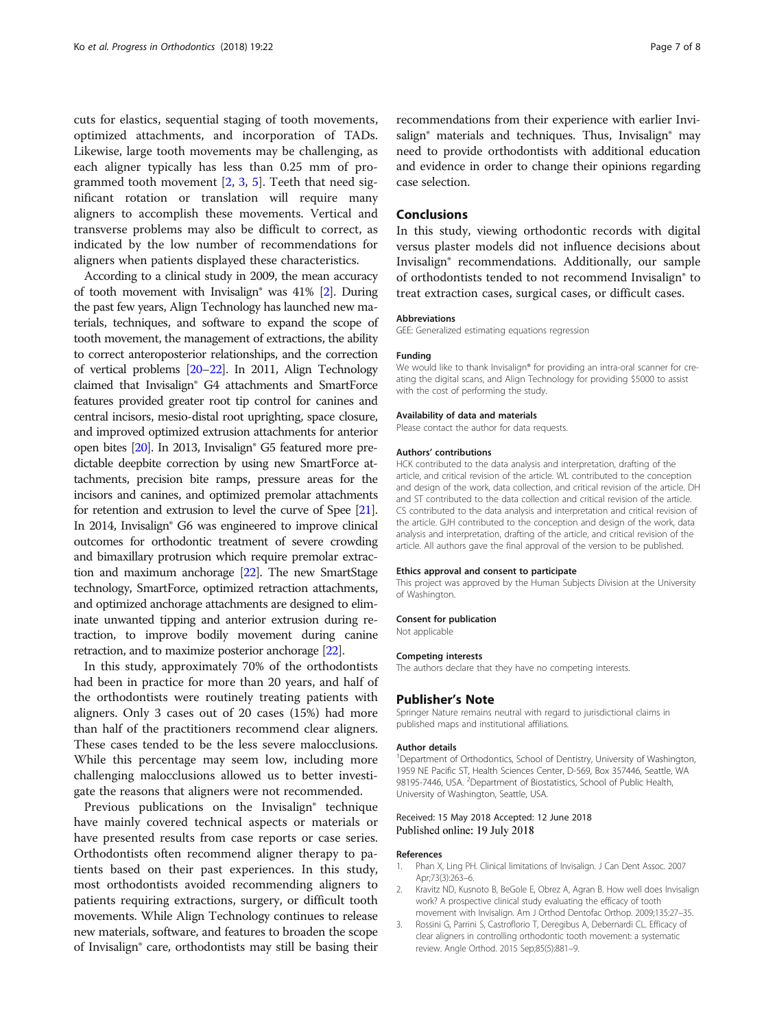cuts for elastics, sequential staging of tooth movements, optimized attachments, and incorporation of TADs. Likewise, large tooth movements may be challenging, as each aligner typically has less than 0.25 mm of programmed tooth movement [2, 3, 5]. Teeth that need significant rotation or translation will require many aligners to accomplish these movements. Vertical and transverse problems may also be difficult to correct, as indicated by the low number of recommendations for aligners when patients displayed these characteristics.

According to a clinical study in 2009, the mean accuracy of tooth movement with Invisalign® was 41% [2]. During the past few years, Align Technology has launched new materials, techniques, and software to expand the scope of tooth movement, the management of extractions, the ability to correct anteroposterior relationships, and the correction of vertical problems [20–22]. In 2011, Align Technology claimed that Invisalign® G4 attachments and SmartForce features provided greater root tip control for canines and central incisors, mesio-distal root uprighting, space closure, and improved optimized extrusion attachments for anterior open bites [20]. In 2013, Invisalign® G5 featured more predictable deepbite correction by using new SmartForce attachments, precision bite ramps, pressure areas for the incisors and canines, and optimized premolar attachments for retention and extrusion to level the curve of Spee [21]. In 2014, Invisalign® G6 was engineered to improve clinical outcomes for orthodontic treatment of severe crowding and bimaxillary protrusion which require premolar extraction and maximum anchorage [22]. The new SmartStage technology, SmartForce, optimized retraction attachments, and optimized anchorage attachments are designed to eliminate unwanted tipping and anterior extrusion during retraction, to improve bodily movement during canine retraction, and to maximize posterior anchorage [22].

In this study, approximately 70% of the orthodontists had been in practice for more than 20 years, and half of the orthodontists were routinely treating patients with aligners. Only 3 cases out of 20 cases (15%) had more than half of the practitioners recommend clear aligners. These cases tended to be the less severe malocclusions. While this percentage may seem low, including more challenging malocclusions allowed us to better investigate the reasons that aligners were not recommended.

Previous publications on the Invisalign® technique have mainly covered technical aspects or materials or have presented results from case reports or case series. Orthodontists often recommend aligner therapy to patients based on their past experiences. In this study, most orthodontists avoided recommending aligners to patients requiring extractions, surgery, or difficult tooth movements. While Align Technology continues to release new materials, software, and features to broaden the scope of Invisalign® care, orthodontists may still be basing their recommendations from their experience with earlier Invisalign® materials and techniques. Thus, Invisalign® may need to provide orthodontists with additional education and evidence in order to change their opinions regarding case selection.

## Conclusions

In this study, viewing orthodontic records with digital versus plaster models did not influence decisions about Invisalign® recommendations. Additionally, our sample of orthodontists tended to not recommend Invisalign® to treat extraction cases, surgical cases, or difficult cases.

### Abbreviations

GEE: Generalized estimating equations regression

### Funding

We would like to thank Invisalign® for providing an intra-oral scanner for creating the digital scans, and Align Technology for providing $5000 to assist with the cost of performing the study.

### Availability of data and materials

Please contact the author for data requests.

### Authors' contributions

HCK contributed to the data analysis and interpretation, drafting of the article, and critical revision of the article. WL contributed to the conception and design of the work, data collection, and critical revision of the article. DH and ST contributed to the data collection and critical revision of the article. CS contributed to the data analysis and interpretation and critical revision of the article. GJH contributed to the conception and design of the work, data analysis and interpretation, drafting of the article, and critical revision of the article. All authors gave the final approval of the version to be published.

### Ethics approval and consent to participate

This project was approved by the Human Subjects Division at the University of Washington.

### Consent for publication

Not applicable

### Competing interests

The authors declare that they have no competing interests.

## Publisher's Note

Springer Nature remains neutral with regard to jurisdictional claims in published maps and institutional affiliations.

### Author details

[1]Department of Orthodontics, School of Dentistry, University of Washington, 1959 NE Pacific ST, Health Sciences Center, D-569, Box 357446, Seattle, WA 98195-7446, USA. [2]Department of Biostatistics, School of Public Health, University of Washington, Seattle, USA.

Received: 15 May 2018 Accepted: 12 June 2018
Published online: 19 July 2018

### References

1. Phan X, Ling PH. Clinical limitations of Invisalign. J Can Dent Assoc. 2007 Apr;73(3):263–6.
2. Kravitz ND, Kusnoto B, BeGole E, Obrez A, Agran B. How well does Invisalign work? A prospective clinical study evaluating the efficacy of tooth movement with Invisalign. Am J Orthod Dentofac Orthop. 2009;135:27–35.
3. Rossini G, Parrini S, Castroflorio T, Deregibus A, Debernardi CL. Efficacy of clear aligners in controlling orthodontic tooth movement: a systematic review. Angle Orthod. 2015 Sep;85(5):881–9.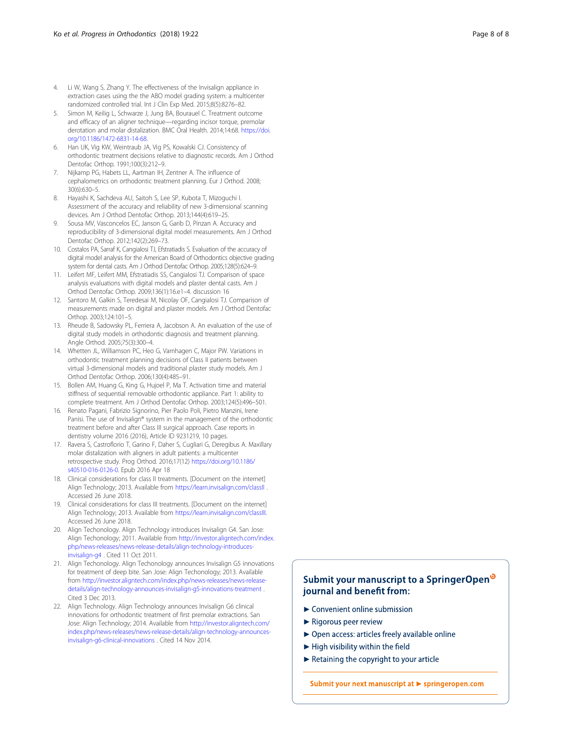4. Li W, Wang S, Zhang Y. The effectiveness of the Invisalign appliance in extraction cases using the the ABO model grading system: a multicenter randomized controlled trial. Int J Clin Exp Med. 2015;8(5):8276–82.
5. Simon M, Keilig L, Schwarze J, Jung BA, Bourauel C. Treatment outcome and efficacy of an aligner technique—regarding incisor torque, premolar derotation and molar distalization. BMC Oral Health. 2014;14:68. https://doi.org/10.1186/1472-6831-14-68.
6. Han UK, Vig KW, Weintraub JA, Vig PS, Kowalski CJ. Consistency of orthodontic treatment decisions relative to diagnostic records. Am J Orthod Dentofac Orthop. 1991;100(3):212–9.
7. Nijkamp PG, Habets LL, Aartman IH, Zentner A. The influence of cephalometrics on orthodontic treatment planning. Eur J Orthod. 2008; 30(6):630–5.
8. Hayashi K, Sachdeva AU, Saitoh S, Lee SP, Kubota T, Mizoguchi I. Assessment of the accuracy and reliability of new 3-dimensional scanning devices. Am J Orthod Dentofac Orthop. 2013;144(4):619–25.
9. Sousa MV, Vasconcelos EC, Janson G, Garib D, Pinzan A. Accuracy and reproducibility of 3-dimensional digital model measurements. Am J Orthod Dentofac Orthop. 2012;142(2):269–73.
10. Costalos PA, Sarraf K, Cangialosi TJ, Efstratiadis S. Evaluation of the accuracy of digital model analysis for the American Board of Orthodontics objective grading system for dental casts. Am J Orthod Dentofac Orthop. 2005;128(5):624–9.
11. Leifert MF, Leifert MM, Efstratiadis SS, Cangialosi TJ. Comparison of space analysis evaluations with digital models and plaster dental casts. Am J Orthod Dentofac Orthop. 2009;136(1):16.e1–4. discussion 16
12. Santoro M, Galkin S, Teredesai M, Nicolay OF, Cangialosi TJ. Comparison of measurements made on digital and plaster models. Am J Orthod Dentofac Orthop. 2003;124:101–5.
13. Rheude B, Sadowsky PL, Ferriera A, Jacobson A. An evaluation of the use of digital study models in orthodontic diagnosis and treatment planning. Angle Orthod. 2005;75(3):300–4.
14. Whetten JL, Williamson PC, Heo G, Varnhagen C, Major PW. Variations in orthodontic treatment planning decisions of Class II patients between virtual 3-dimensional models and traditional plaster study models. Am J Orthod Dentofac Orthop. 2006;130(4):485–91.
15. Bollen AM, Huang G, King G, Hujoel P, Ma T. Activation time and material stiffness of sequential removable orthodontic appliance. Part 1: ability to complete treatment. Am J Orthod Dentofac Orthop. 2003;124(5):496–501.
16. Renato Pagani, Fabrizio Signorino, Pier Paolo Poli, Pietro Manzini, Irene Panisi. The use of Invisalign® system in the management of the orthodontic treatment before and after Class III surgical approach. Case reports in dentistry volume 2016 (2016), Article ID 9231219, 10 pages.
17. Ravera S, Castroflorio T, Garino F, Daher S, Cugliari G, Deregibus A. Maxillary molar distalization with aligners in adult patients: a multicenter retrospective study. Prog Orthod. 2016;17(12) https://doi.org/10.1186/s40510-016-0126-0. Epub 2016 Apr 18
18. Clinical considerations for class II treatments. [Document on the internet] Align Technology; 2013. Available from https://learn.invisalign.com/classII . Accessed 26 June 2018.
19. Clinical considerations for class III treatments. [Document on the internet] Align Technology; 2013. Available from https://learn.invisalign.com/classIII. Accessed 26 June 2018.
20. Align Techonology. Align Technology introduces Invisalign G4. San Jose: Align Techonology; 2011. Available from http://investor.aligntech.com/index.php/news-releases/news-release-details/align-technology-introduces-invisalign-g4 . Cited 11 Oct 2011.
21. Align Techonology. Align Techonology announces Invisalign G5 innovations for treatment of deep bite. San Jose: Align Techonology; 2013. Available from http://investor.aligntech.com/index.php/news-releases/news-release-details/align-technology-announces-invisalign-g5-innovations-treatment . Cited 3 Dec 2013.
22. Align Technology. Align Technology announces Invisalign G6 clinical innovations for orthodontic treatment of first premolar extractions. San Jose: Align Technology; 2014. Available from http://investor.aligntech.com/index.php/news-releases/news-release-details/align-technology-announces-invisalign-g6-clinical-innovations . Cited 14 Nov 2014.

**Submit your manuscript to a SpringerOpen journal and benefit from:**

- ► Convenient online submission
- ► Rigorous peer review
- ► Open access: articles freely available online
- ► High visibility within the field
- ► Retaining the copyright to your article

**Submit your next manuscript at ► springeropen.com**